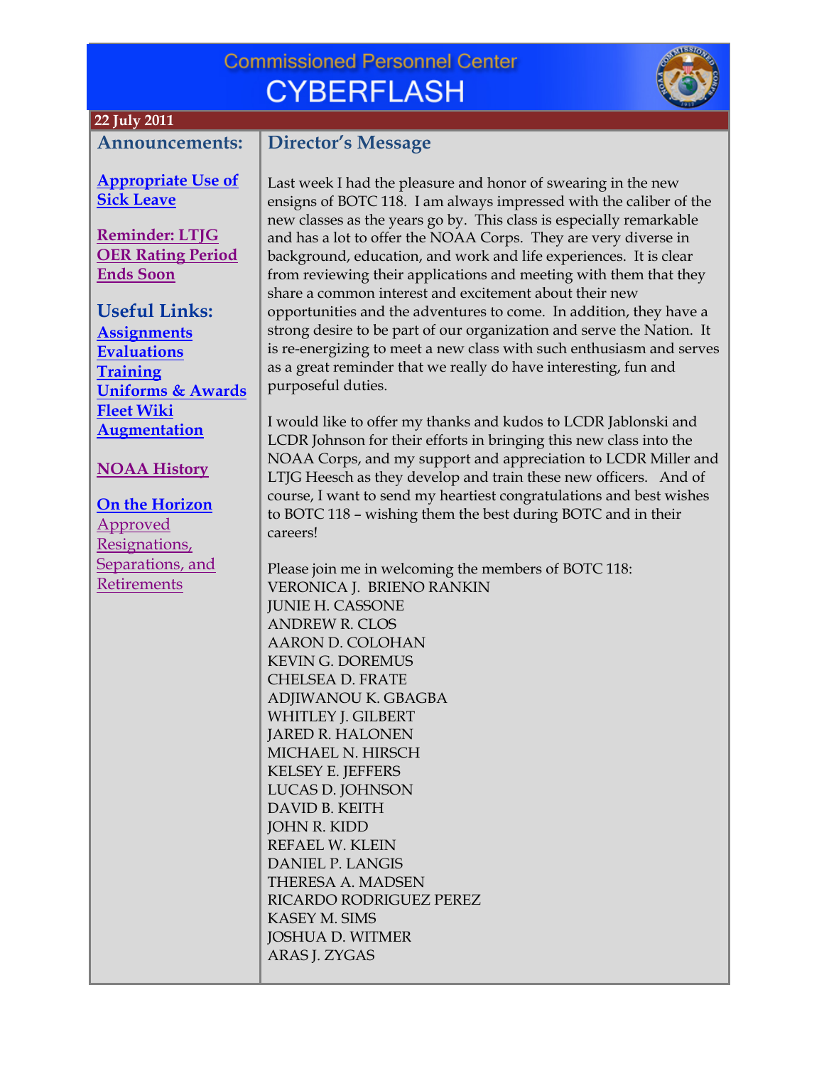# Commissioned Personnel Center CYBERFLASH

**22 July 2011**

## Announcements:

**Appropriate Use of Sick Leave**

**Reminder: LTJG OER Rating Period Ends Soon**

## Useful Links:

**Assignments**
**Evaluations**
**Training**
**Uniforms & Awards**
**Fleet Wiki**
**Augmentation**

**NOAA History**

**On the Horizon**

Approved Resignations, Separations, and Retirements

## Director's Message

Last week I had the pleasure and honor of swearing in the new ensigns of BOTC 118. I am always impressed with the caliber of the new classes as the years go by. This class is especially remarkable and has a lot to offer the NOAA Corps. They are very diverse in background, education, and work and life experiences. It is clear from reviewing their applications and meeting with them that they share a common interest and excitement about their new opportunities and the adventures to come. In addition, they have a strong desire to be part of our organization and serve the Nation. It is re-energizing to meet a new class with such enthusiasm and serves as a great reminder that we really do have interesting, fun and purposeful duties.

I would like to offer my thanks and kudos to LCDR Jablonski and LCDR Johnson for their efforts in bringing this new class into the NOAA Corps, and my support and appreciation to LCDR Miller and LTJG Heesch as they develop and train these new officers. And of course, I want to send my heartiest congratulations and best wishes to BOTC 118 – wishing them the best during BOTC and in their careers!

Please join me in welcoming the members of BOTC 118:

VERONICA J. BRIENO RANKIN
JUNIE H. CASSONE
ANDREW R. CLOS
AARON D. COLOHAN
KEVIN G. DOREMUS
CHELSEA D. FRATE
ADJIWANOU K. GBAGBA
WHITLEY J. GILBERT
JARED R. HALONEN
MICHAEL N. HIRSCH
KELSEY E. JEFFERS
LUCAS D. JOHNSON
DAVID B. KEITH
JOHN R. KIDD
REFAEL W. KLEIN
DANIEL P. LANGIS
THERESA A. MADSEN
RICARDO RODRIGUEZ PEREZ
KASEY M. SIMS
JOSHUA D. WITMER
ARAS J. ZYGAS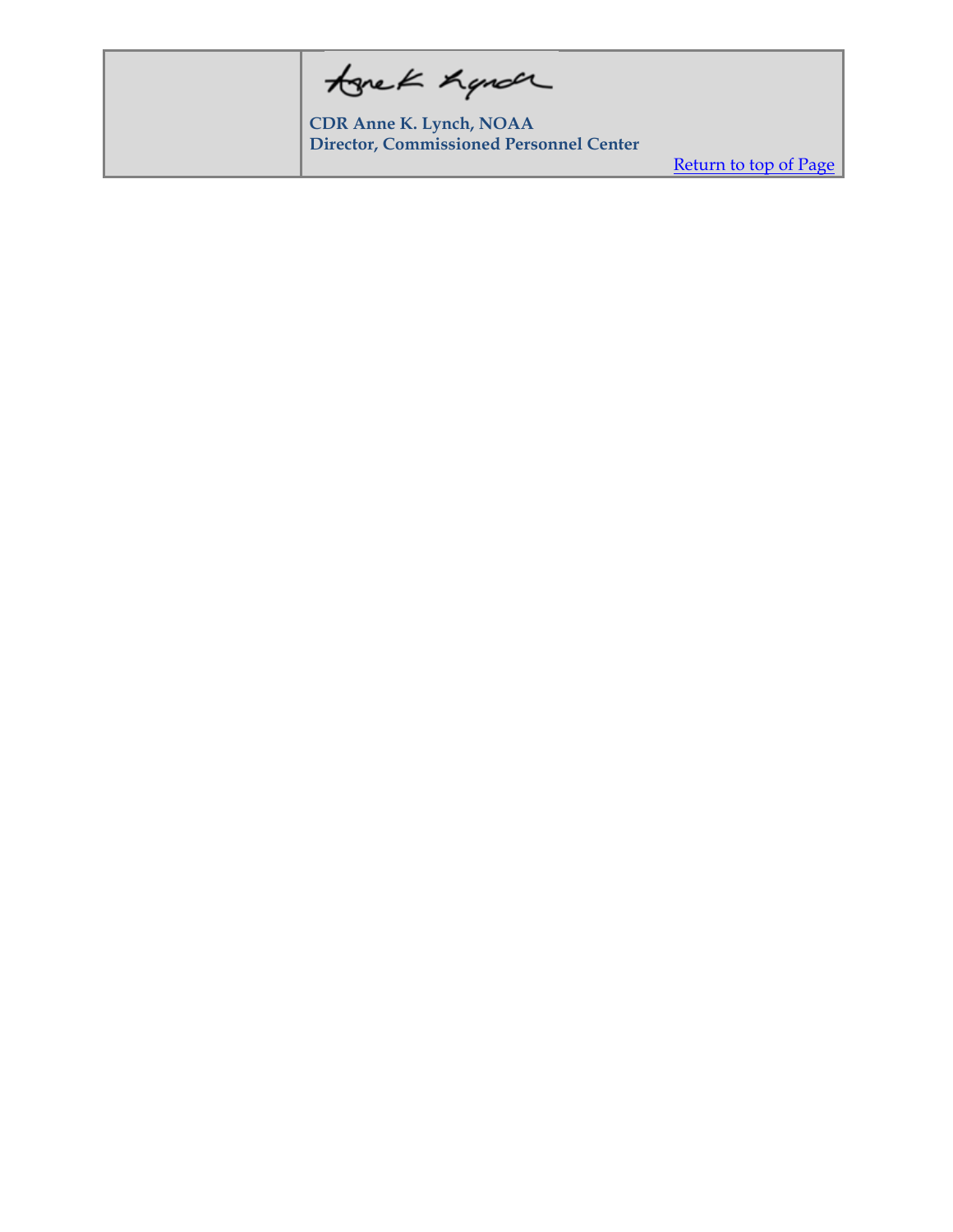| | |
|---|---|
| | **CDR Anne K. Lynch, NOAA**<br>**Director, Commissioned Personnel Center**<br>Return to top of Page |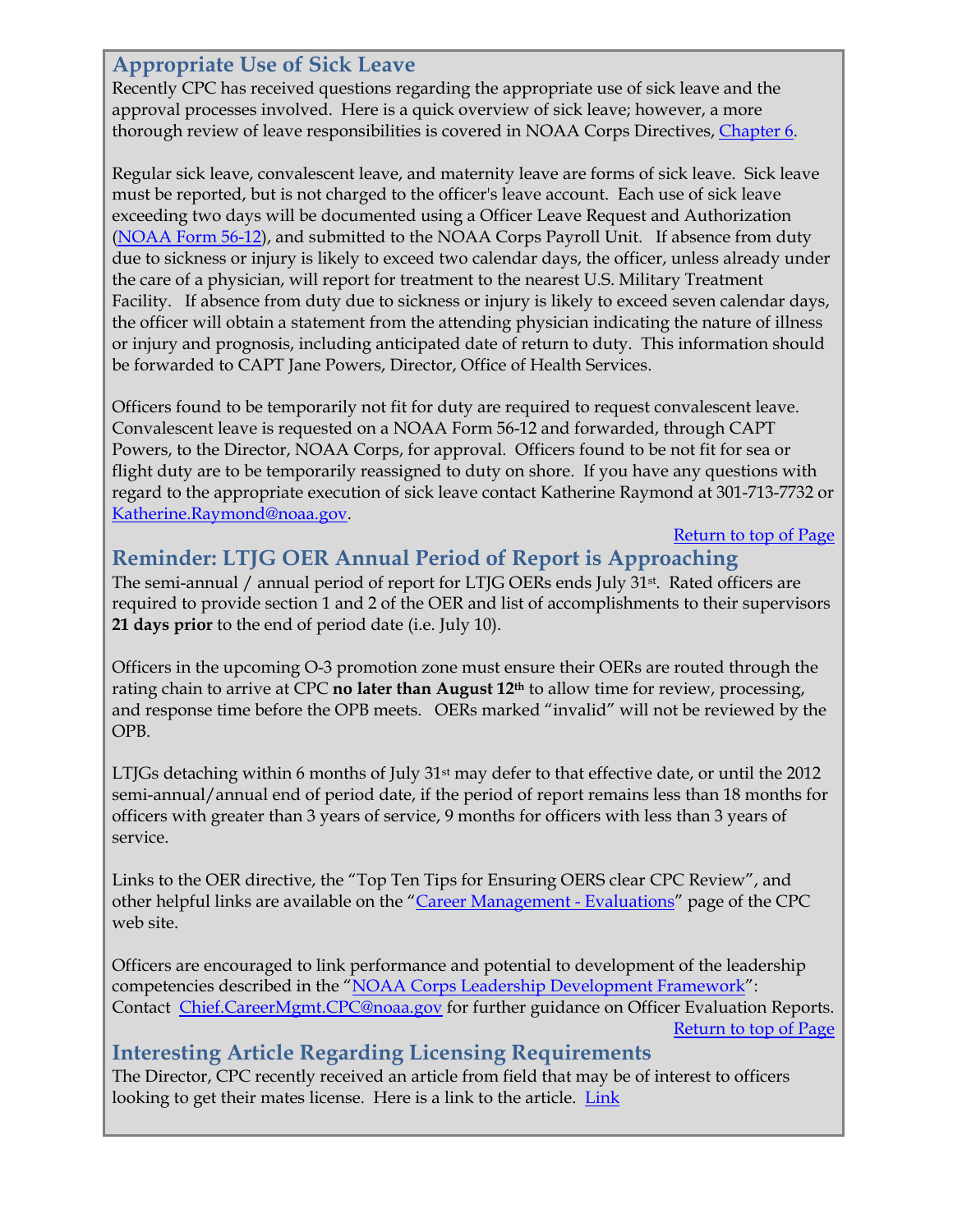## Appropriate Use of Sick Leave

Recently CPC has received questions regarding the appropriate use of sick leave and the approval processes involved. Here is a quick overview of sick leave; however, a more thorough review of leave responsibilities is covered in NOAA Corps Directives, Chapter 6.

Regular sick leave, convalescent leave, and maternity leave are forms of sick leave. Sick leave must be reported, but is not charged to the officer's leave account. Each use of sick leave exceeding two days will be documented using a Officer Leave Request and Authorization (NOAA Form 56-12), and submitted to the NOAA Corps Payroll Unit. If absence from duty due to sickness or injury is likely to exceed two calendar days, the officer, unless already under the care of a physician, will report for treatment to the nearest U.S. Military Treatment Facility. If absence from duty due to sickness or injury is likely to exceed seven calendar days, the officer will obtain a statement from the attending physician indicating the nature of illness or injury and prognosis, including anticipated date of return to duty. This information should be forwarded to CAPT Jane Powers, Director, Office of Health Services.

Officers found to be temporarily not fit for duty are required to request convalescent leave. Convalescent leave is requested on a NOAA Form 56-12 and forwarded, through CAPT Powers, to the Director, NOAA Corps, for approval. Officers found to be not fit for sea or flight duty are to be temporarily reassigned to duty on shore. If you have any questions with regard to the appropriate execution of sick leave contact Katherine Raymond at 301-713-7732 or Katherine.Raymond@noaa.gov.

Return to top of Page

## Reminder: LTJG OER Annual Period of Report is Approaching

The semi-annual / annual period of report for LTJG OERs ends July 31st. Rated officers are required to provide section 1 and 2 of the OER and list of accomplishments to their supervisors **21 days prior** to the end of period date (i.e. July 10).

Officers in the upcoming O-3 promotion zone must ensure their OERs are routed through the rating chain to arrive at CPC **no later than August 12th** to allow time for review, processing, and response time before the OPB meets. OERs marked "invalid" will not be reviewed by the OPB.

LTJGs detaching within 6 months of July 31st may defer to that effective date, or until the 2012 semi-annual/annual end of period date, if the period of report remains less than 18 months for officers with greater than 3 years of service, 9 months for officers with less than 3 years of service.

Links to the OER directive, the "Top Ten Tips for Ensuring OERS clear CPC Review", and other helpful links are available on the "Career Management - Evaluations" page of the CPC web site.

Officers are encouraged to link performance and potential to development of the leadership competencies described in the "NOAA Corps Leadership Development Framework": Contact Chief.CareerMgmt.CPC@noaa.gov for further guidance on Officer Evaluation Reports.

Return to top of Page

## Interesting Article Regarding Licensing Requirements

The Director, CPC recently received an article from field that may be of interest to officers looking to get their mates license. Here is a link to the article. Link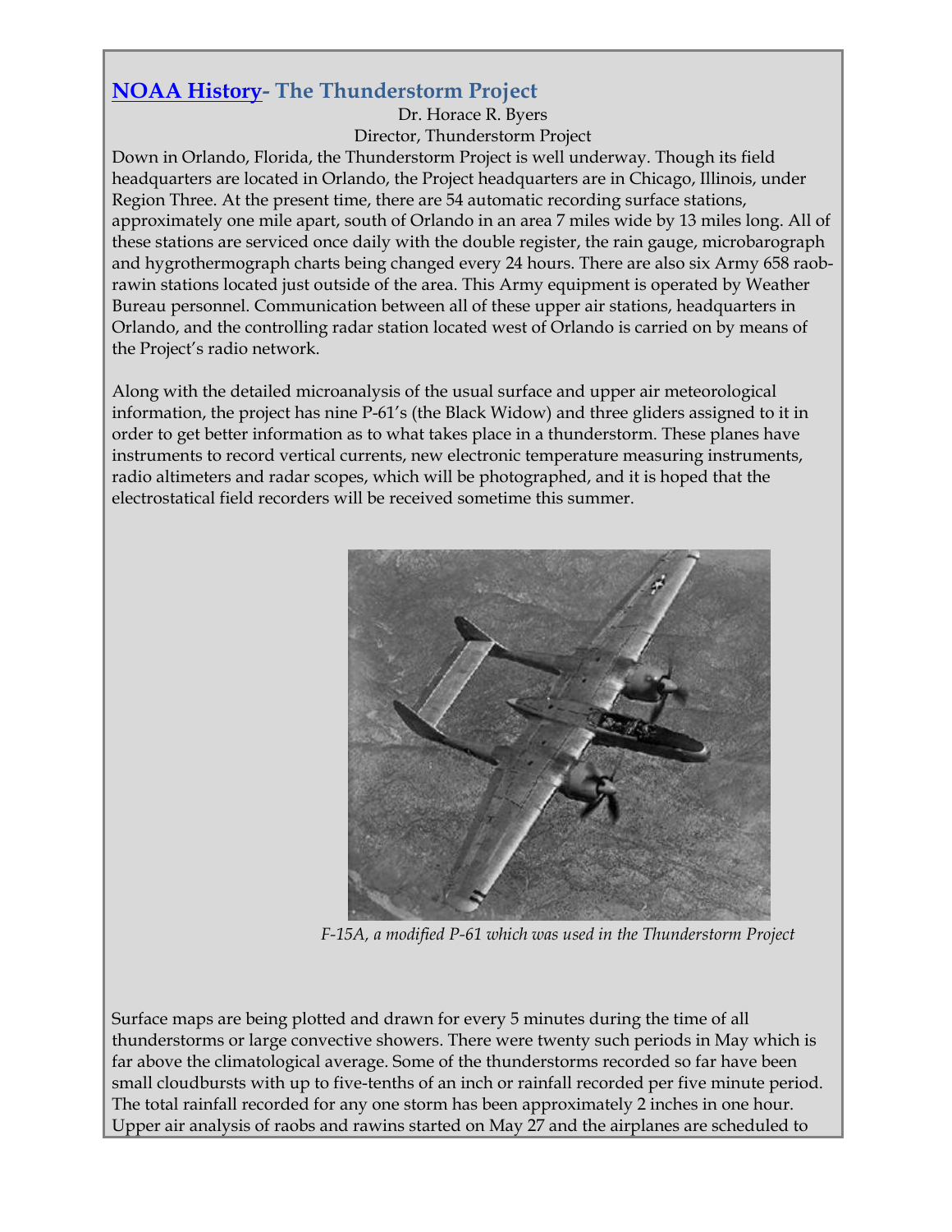## NOAA History- The Thunderstorm Project

Dr. Horace R. Byers
Director, Thunderstorm Project

Down in Orlando, Florida, the Thunderstorm Project is well underway. Though its field headquarters are located in Orlando, the Project headquarters are in Chicago, Illinois, under Region Three. At the present time, there are 54 automatic recording surface stations, approximately one mile apart, south of Orlando in an area 7 miles wide by 13 miles long. All of these stations are serviced once daily with the double register, the rain gauge, microbarograph and hygrothermograph charts being changed every 24 hours. There are also six Army 658 raob-rawin stations located just outside of the area. This Army equipment is operated by Weather Bureau personnel. Communication between all of these upper air stations, headquarters in Orlando, and the controlling radar station located west of Orlando is carried on by means of the Project's radio network.

Along with the detailed microanalysis of the usual surface and upper air meteorological information, the project has nine P-61's (the Black Widow) and three gliders assigned to it in order to get better information as to what takes place in a thunderstorm. These planes have instruments to record vertical currents, new electronic temperature measuring instruments, radio altimeters and radar scopes, which will be photographed, and it is hoped that the electrostatical field recorders will be received sometime this summer.

*F-15A, a modified P-61 which was used in the Thunderstorm Project*

Surface maps are being plotted and drawn for every 5 minutes during the time of all thunderstorms or large convective showers. There were twenty such periods in May which is far above the climatological average. Some of the thunderstorms recorded so far have been small cloudbursts with up to five-tenths of an inch or rainfall recorded per five minute period. The total rainfall recorded for any one storm has been approximately 2 inches in one hour. Upper air analysis of raobs and rawins started on May 27 and the airplanes are scheduled to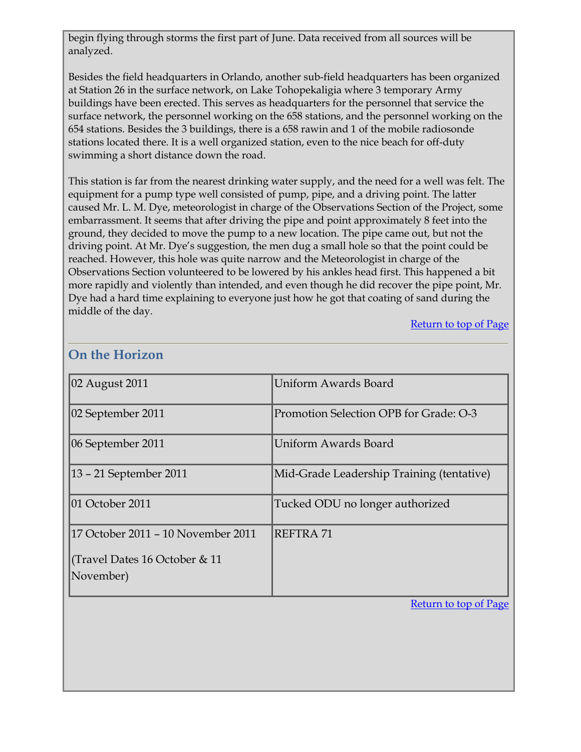begin flying through storms the first part of June. Data received from all sources will be analyzed.

Besides the field headquarters in Orlando, another sub-field headquarters has been organized at Station 26 in the surface network, on Lake Tohopekaligia where 3 temporary Army buildings have been erected. This serves as headquarters for the personnel that service the surface network, the personnel working on the 658 stations, and the personnel working on the 654 stations. Besides the 3 buildings, there is a 658 rawin and 1 of the mobile radiosonde stations located there. It is a well organized station, even to the nice beach for off-duty swimming a short distance down the road.

This station is far from the nearest drinking water supply, and the need for a well was felt. The equipment for a pump type well consisted of pump, pipe, and a driving point. The latter caused Mr. L. M. Dye, meteorologist in charge of the Observations Section of the Project, some embarrassment. It seems that after driving the pipe and point approximately 8 feet into the ground, they decided to move the pump to a new location. The pipe came out, but not the driving point. At Mr. Dye's suggestion, the men dug a small hole so that the point could be reached. However, this hole was quite narrow and the Meteorologist in charge of the Observations Section volunteered to be lowered by his ankles head first. This happened a bit more rapidly and violently than intended, and even though he did recover the pipe point, Mr. Dye had a hard time explaining to everyone just how he got that coating of sand during the middle of the day.

Return to top of Page

---

## On the Horizon

| | |
|---|---|
| 02 August 2011 | Uniform Awards Board |
| 02 September 2011 | Promotion Selection OPB for Grade: O-3 |
| 06 September 2011 | Uniform Awards Board |
| 13 – 21 September 2011 | Mid-Grade Leadership Training (tentative) |
| 01 October 2011 | Tucked ODU no longer authorized |
| 17 October 2011 – 10 November 2011 (Travel Dates 16 October & 11 November) | REFTRA 71 |

Return to top of Page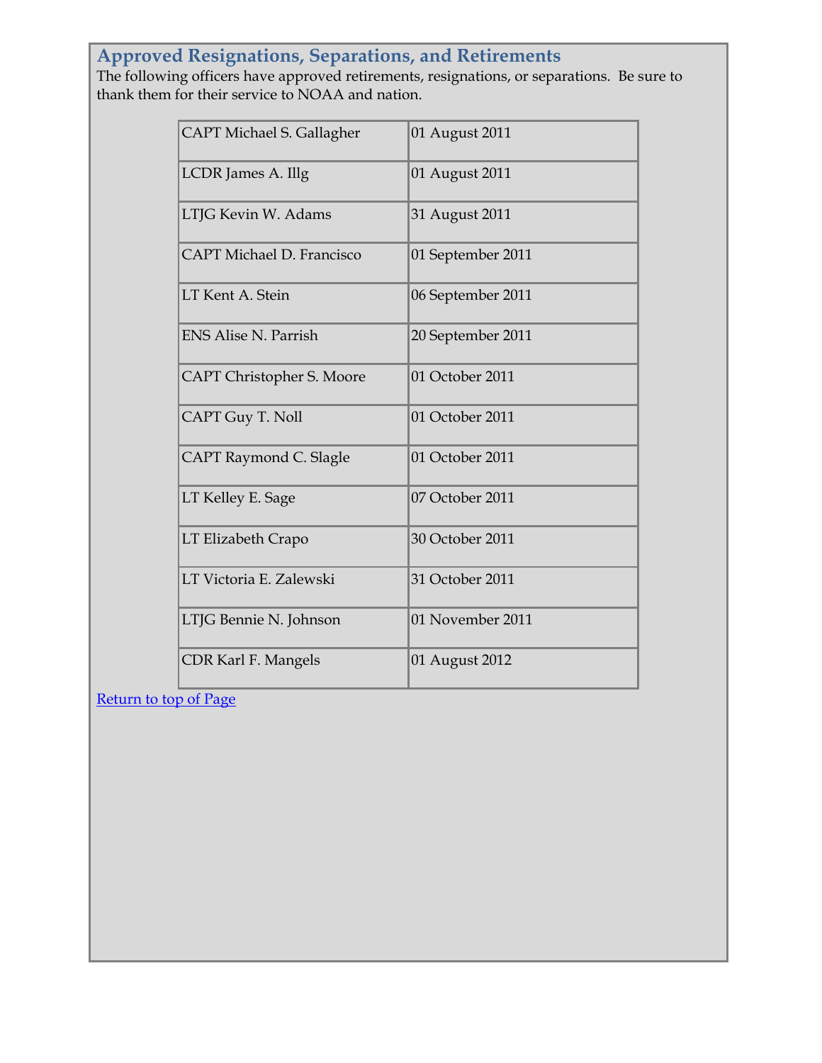## Approved Resignations, Separations, and Retirements

The following officers have approved retirements, resignations, or separations. Be sure to thank them for their service to NOAA and nation.

| | |
|---|---|
| CAPT Michael S. Gallagher | 01 August 2011 |
| LCDR James A. Illg | 01 August 2011 |
| LTJG Kevin W. Adams | 31 August 2011 |
| CAPT Michael D. Francisco | 01 September 2011 |
| LT Kent A. Stein | 06 September 2011 |
| ENS Alise N. Parrish | 20 September 2011 |
| CAPT Christopher S. Moore | 01 October 2011 |
| CAPT Guy T. Noll | 01 October 2011 |
| CAPT Raymond C. Slagle | 01 October 2011 |
| LT Kelley E. Sage | 07 October 2011 |
| LT Elizabeth Crapo | 30 October 2011 |
| LT Victoria E. Zalewski | 31 October 2011 |
| LTJG Bennie N. Johnson | 01 November 2011 |
| CDR Karl F. Mangels | 01 August 2012 |

Return to top of Page